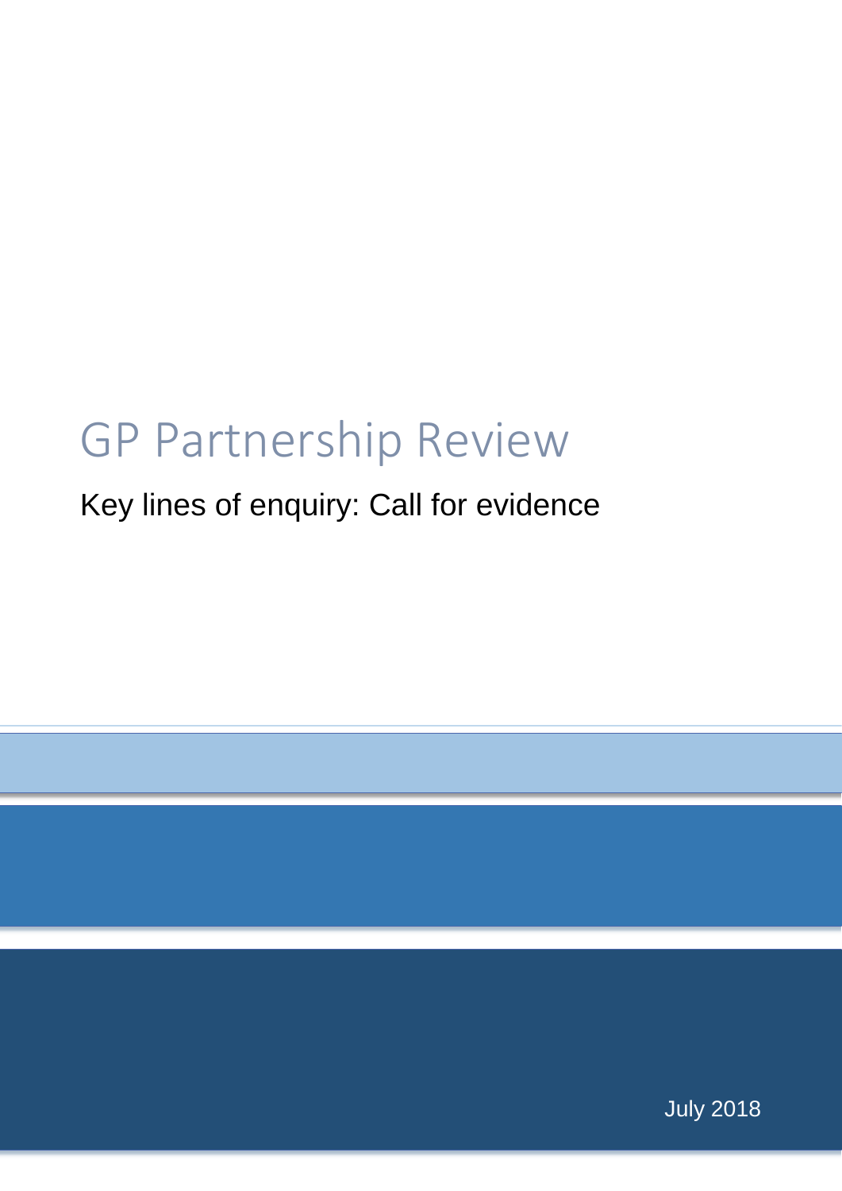# GP Partnership Review

## Key lines of enquiry: Call for evidence

July 2018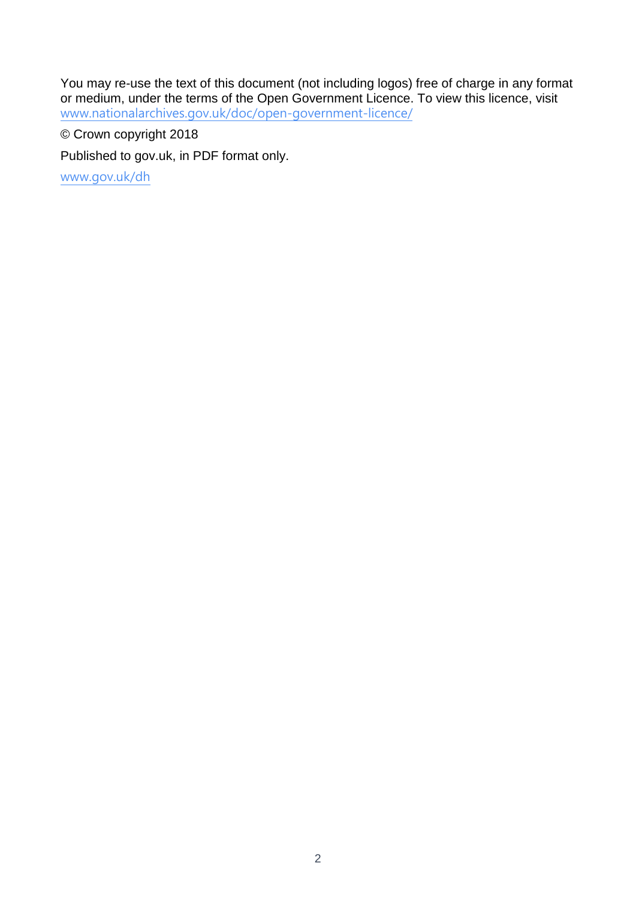You may re-use the text of this document (not including logos) free of charge in any format or medium, under the terms of the Open Government Licence. To view this licence, visit www.nationalarchives.gov.uk/doc/open-government-licence/

© Crown copyright 2018

Published to gov.uk, in PDF format only.

www.gov.uk/dh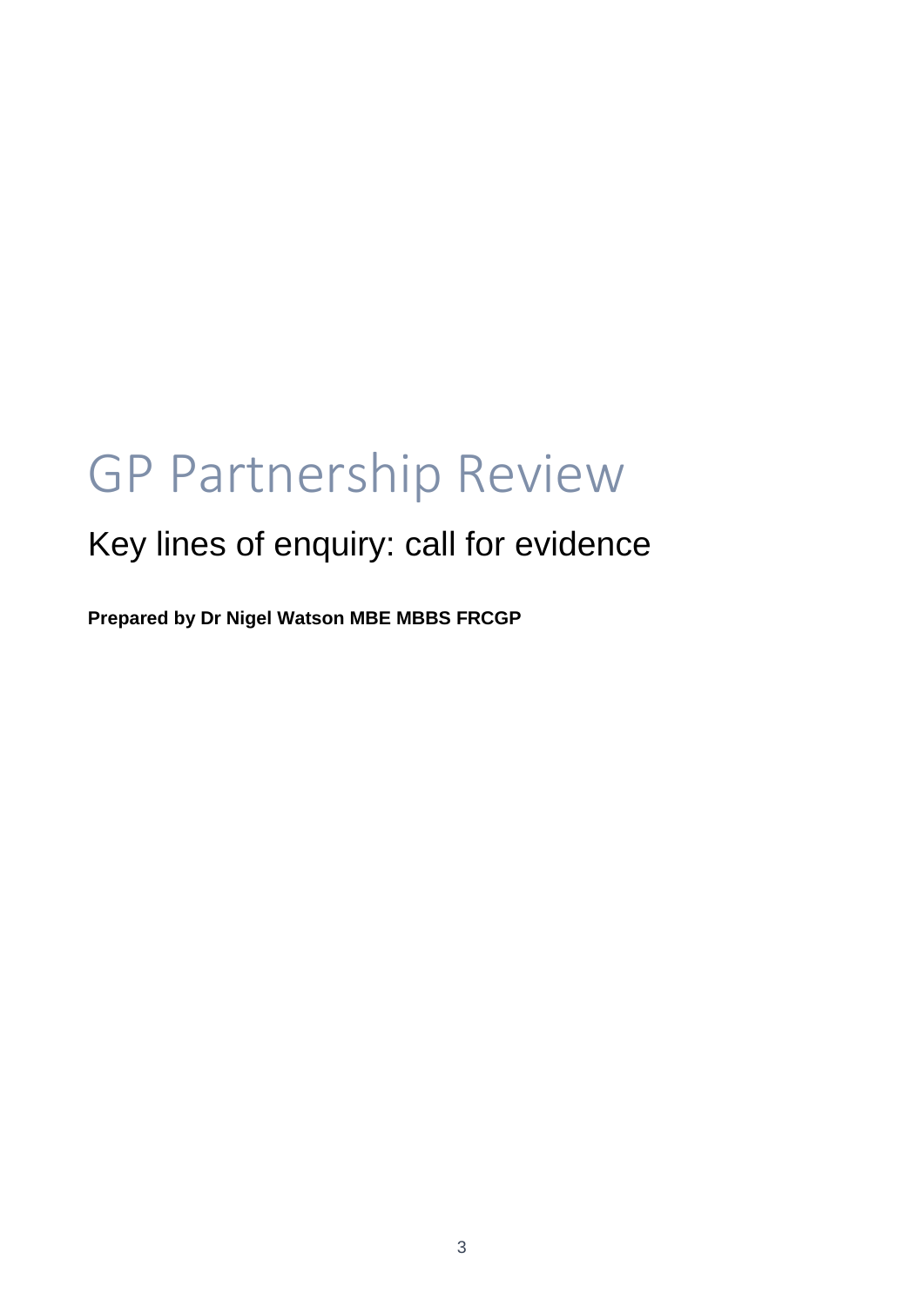# GP Partnership Review

## Key lines of enquiry: call for evidence

**Prepared by Dr Nigel Watson MBE MBBS FRCGP**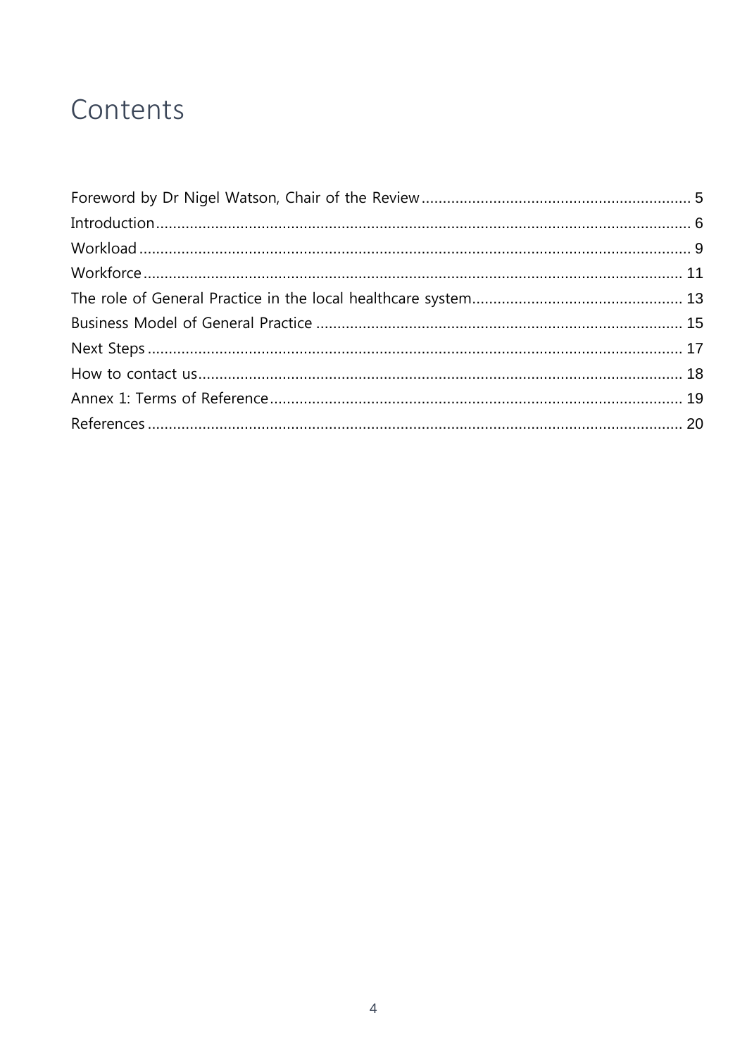# Contents

Foreword by Dr Nigel Watson, Chair of the Review ............................................................... 5
Introduction ............................................................................................................. 6
Workload ................................................................................................................ 9
Workforce .............................................................................................................. 11
The role of General Practice in the local healthcare system................................................. 13
Business Model of General Practice ...................................................................... 15
Next Steps ............................................................................................................ 17
How to contact us ................................................................................................. 18
Annex 1: Terms of Reference ................................................................................. 19
References ............................................................................................................ 20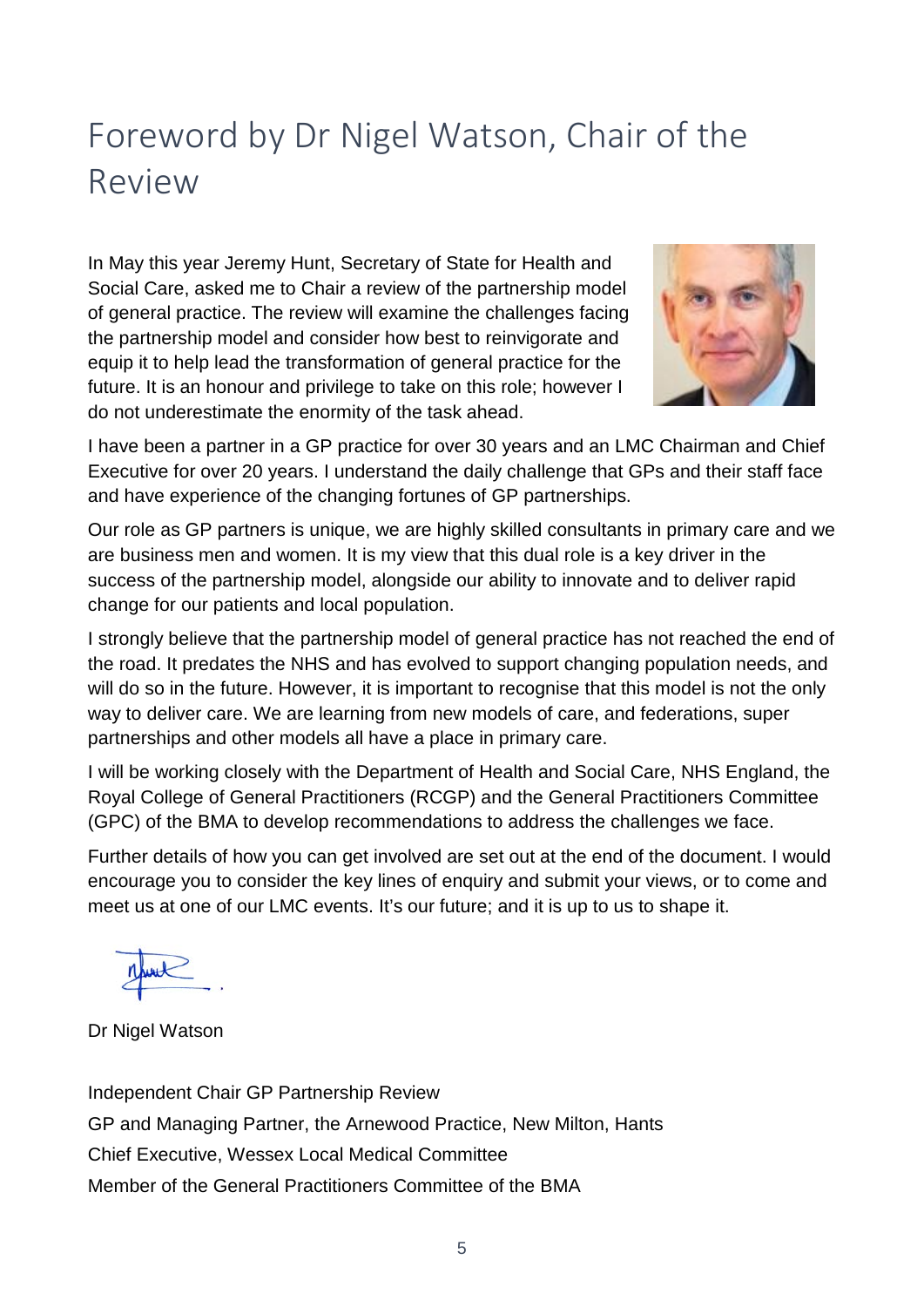# Foreword by Dr Nigel Watson, Chair of the Review

In May this year Jeremy Hunt, Secretary of State for Health and Social Care, asked me to Chair a review of the partnership model of general practice. The review will examine the challenges facing the partnership model and consider how best to reinvigorate and equip it to help lead the transformation of general practice for the future. It is an honour and privilege to take on this role; however I do not underestimate the enormity of the task ahead.

I have been a partner in a GP practice for over 30 years and an LMC Chairman and Chief Executive for over 20 years. I understand the daily challenge that GPs and their staff face and have experience of the changing fortunes of GP partnerships.

Our role as GP partners is unique, we are highly skilled consultants in primary care and we are business men and women. It is my view that this dual role is a key driver in the success of the partnership model, alongside our ability to innovate and to deliver rapid change for our patients and local population.

I strongly believe that the partnership model of general practice has not reached the end of the road. It predates the NHS and has evolved to support changing population needs, and will do so in the future. However, it is important to recognise that this model is not the only way to deliver care. We are learning from new models of care, and federations, super partnerships and other models all have a place in primary care.

I will be working closely with the Department of Health and Social Care, NHS England, the Royal College of General Practitioners (RCGP) and the General Practitioners Committee (GPC) of the BMA to develop recommendations to address the challenges we face.

Further details of how you can get involved are set out at the end of the document. I would encourage you to consider the key lines of enquiry and submit your views, or to come and meet us at one of our LMC events. It's our future; and it is up to us to shape it.

Dr Nigel Watson

Independent Chair GP Partnership Review

GP and Managing Partner, the Arnewood Practice, New Milton, Hants

Chief Executive, Wessex Local Medical Committee

Member of the General Practitioners Committee of the BMA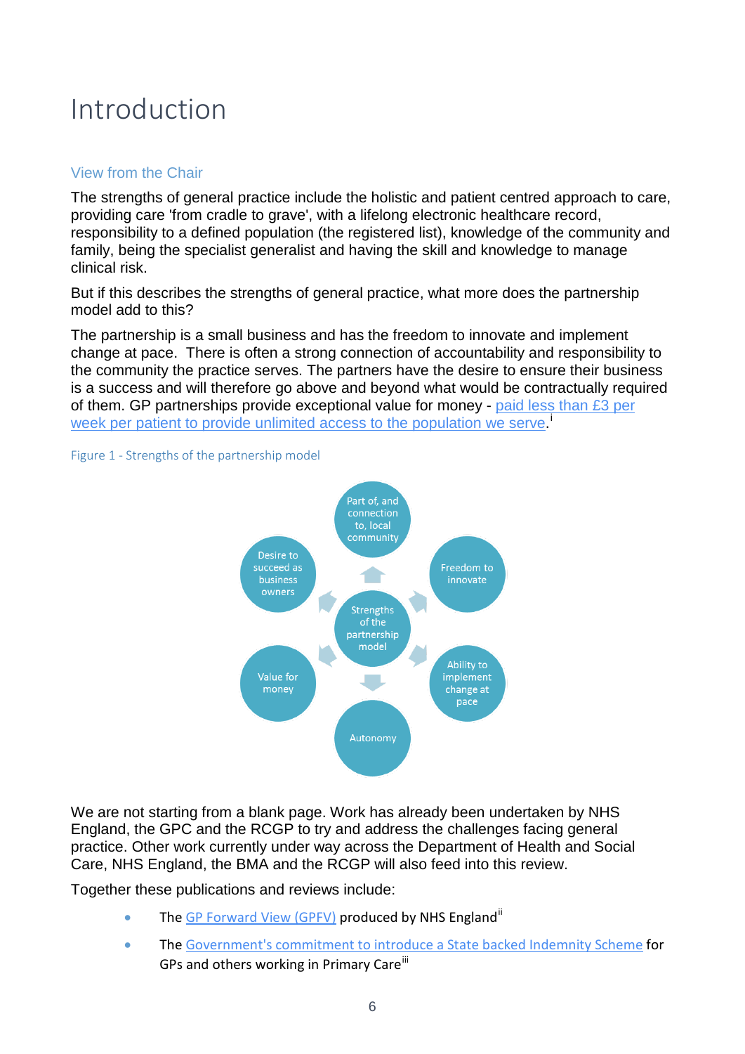# Introduction

## View from the Chair

The strengths of general practice include the holistic and patient centred approach to care, providing care 'from cradle to grave', with a lifelong electronic healthcare record, responsibility to a defined population (the registered list), knowledge of the community and family, being the specialist generalist and having the skill and knowledge to manage clinical risk.

But if this describes the strengths of general practice, what more does the partnership model add to this?

The partnership is a small business and has the freedom to innovate and implement change at pace. There is often a strong connection of accountability and responsibility to the community the practice serves. The partners have the desire to ensure their business is a success and will therefore go above and beyond what would be contractually required of them. GP partnerships provide exceptional value for money - paid less than £3 per week per patient to provide unlimited access to the population we serve.[i]

Figure 1 - Strengths of the partnership model

Strengths of the partnership model

- Part of, and connection to, local community
- Freedom to innovate
- Ability to implement change at pace
- Autonomy
- Value for money
- Desire to succeed as business owners

We are not starting from a blank page. Work has already been undertaken by NHS England, the GPC and the RCGP to try and address the challenges facing general practice. Other work currently under way across the Department of Health and Social Care, NHS England, the BMA and the RCGP will also feed into this review.

Together these publications and reviews include:

- The GP Forward View (GPFV) produced by NHS England[ii]
- The Government's commitment to introduce a State backed Indemnity Scheme for GPs and others working in Primary Care[iii]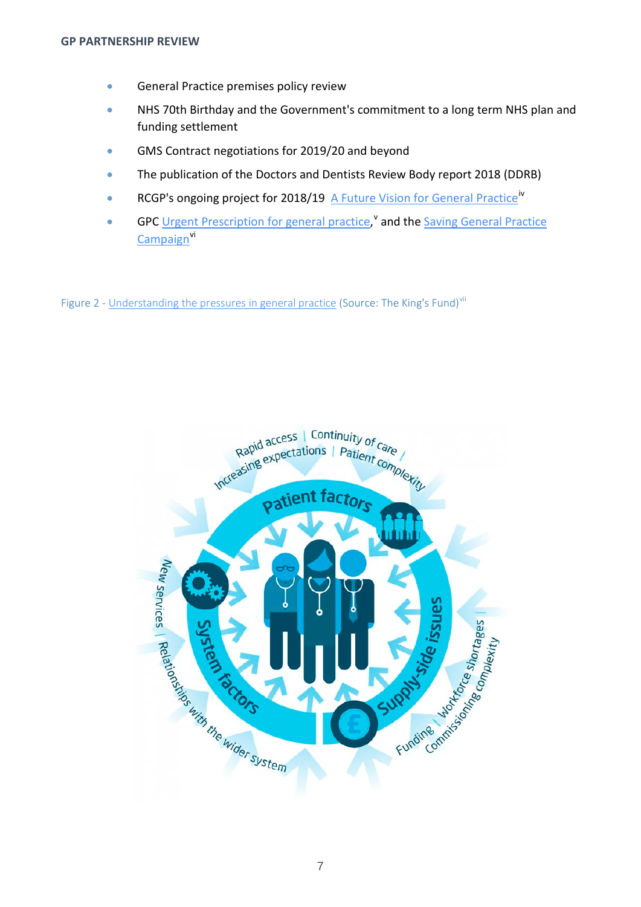- General Practice premises policy review
- NHS 70th Birthday and the Government's commitment to a long term NHS plan and funding settlement
- GMS Contract negotiations for 2019/20 and beyond
- The publication of the Doctors and Dentists Review Body report 2018 (DDRB)
- RCGP's ongoing project for 2018/19 A Future Vision for General Practice[iv]
- GPC Urgent Prescription for general practice,[v] and the Saving General Practice Campaign[vi]

Figure 2 - Understanding the pressures in general practice (Source: The King's Fund)[vii]

Rapid access | Continuity of care | Increasing expectations | Patient complexity

Patient factors

System factors

Supply-side issues

New services | Relationships with the wider system

Funding | Workforce shortages | Commissioning complexity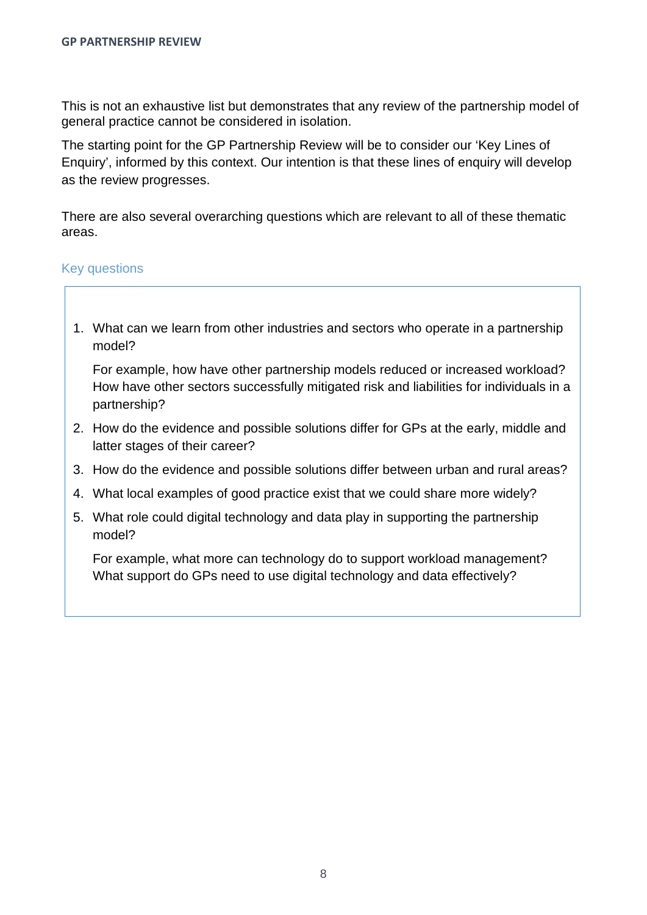This is not an exhaustive list but demonstrates that any review of the partnership model of general practice cannot be considered in isolation.

The starting point for the GP Partnership Review will be to consider our 'Key Lines of Enquiry', informed by this context. Our intention is that these lines of enquiry will develop as the review progresses.

There are also several overarching questions which are relevant to all of these thematic areas.

### Key questions

1. What can we learn from other industries and sectors who operate in a partnership model?

   For example, how have other partnership models reduced or increased workload? How have other sectors successfully mitigated risk and liabilities for individuals in a partnership?

2. How do the evidence and possible solutions differ for GPs at the early, middle and latter stages of their career?
3. How do the evidence and possible solutions differ between urban and rural areas?
4. What local examples of good practice exist that we could share more widely?
5. What role could digital technology and data play in supporting the partnership model?

   For example, what more can technology do to support workload management? What support do GPs need to use digital technology and data effectively?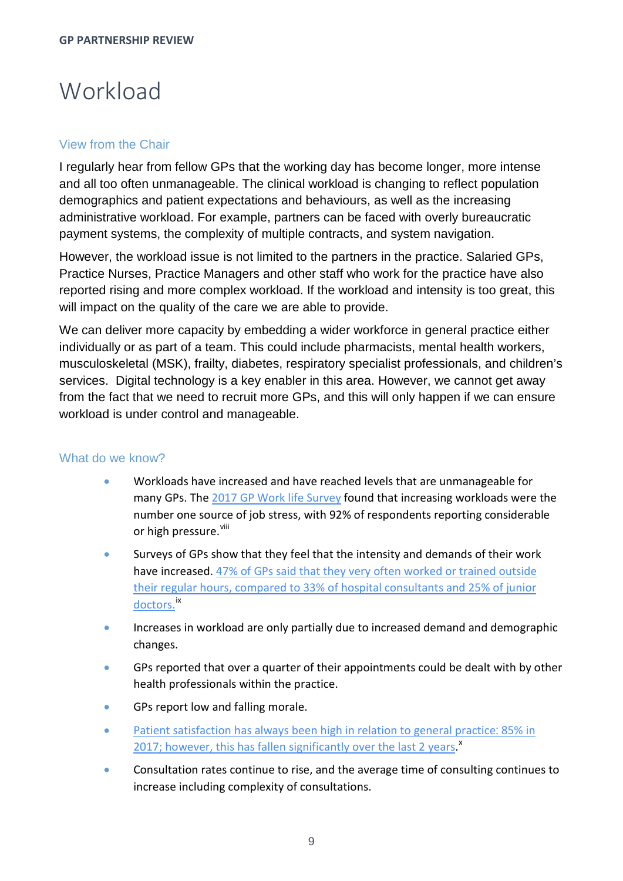# Workload

## View from the Chair

I regularly hear from fellow GPs that the working day has become longer, more intense and all too often unmanageable. The clinical workload is changing to reflect population demographics and patient expectations and behaviours, as well as the increasing administrative workload. For example, partners can be faced with overly bureaucratic payment systems, the complexity of multiple contracts, and system navigation.

However, the workload issue is not limited to the partners in the practice. Salaried GPs, Practice Nurses, Practice Managers and other staff who work for the practice have also reported rising and more complex workload. If the workload and intensity is too great, this will impact on the quality of the care we are able to provide.

We can deliver more capacity by embedding a wider workforce in general practice either individually or as part of a team. This could include pharmacists, mental health workers, musculoskeletal (MSK), frailty, diabetes, respiratory specialist professionals, and children's services. Digital technology is a key enabler in this area. However, we cannot get away from the fact that we need to recruit more GPs, and this will only happen if we can ensure workload is under control and manageable.

## What do we know?

- Workloads have increased and have reached levels that are unmanageable for many GPs. The 2017 GP Work life Survey found that increasing workloads were the number one source of job stress, with 92% of respondents reporting considerable or high pressure.[viii]
- Surveys of GPs show that they feel that the intensity and demands of their work have increased. 47% of GPs said that they very often worked or trained outside their regular hours, compared to 33% of hospital consultants and 25% of junior doctors.[ix]
- Increases in workload are only partially due to increased demand and demographic changes.
- GPs reported that over a quarter of their appointments could be dealt with by other health professionals within the practice.
- GPs report low and falling morale.
- Patient satisfaction has always been high in relation to general practice: 85% in 2017; however, this has fallen significantly over the last 2 years.[x]
- Consultation rates continue to rise, and the average time of consulting continues to increase including complexity of consultations.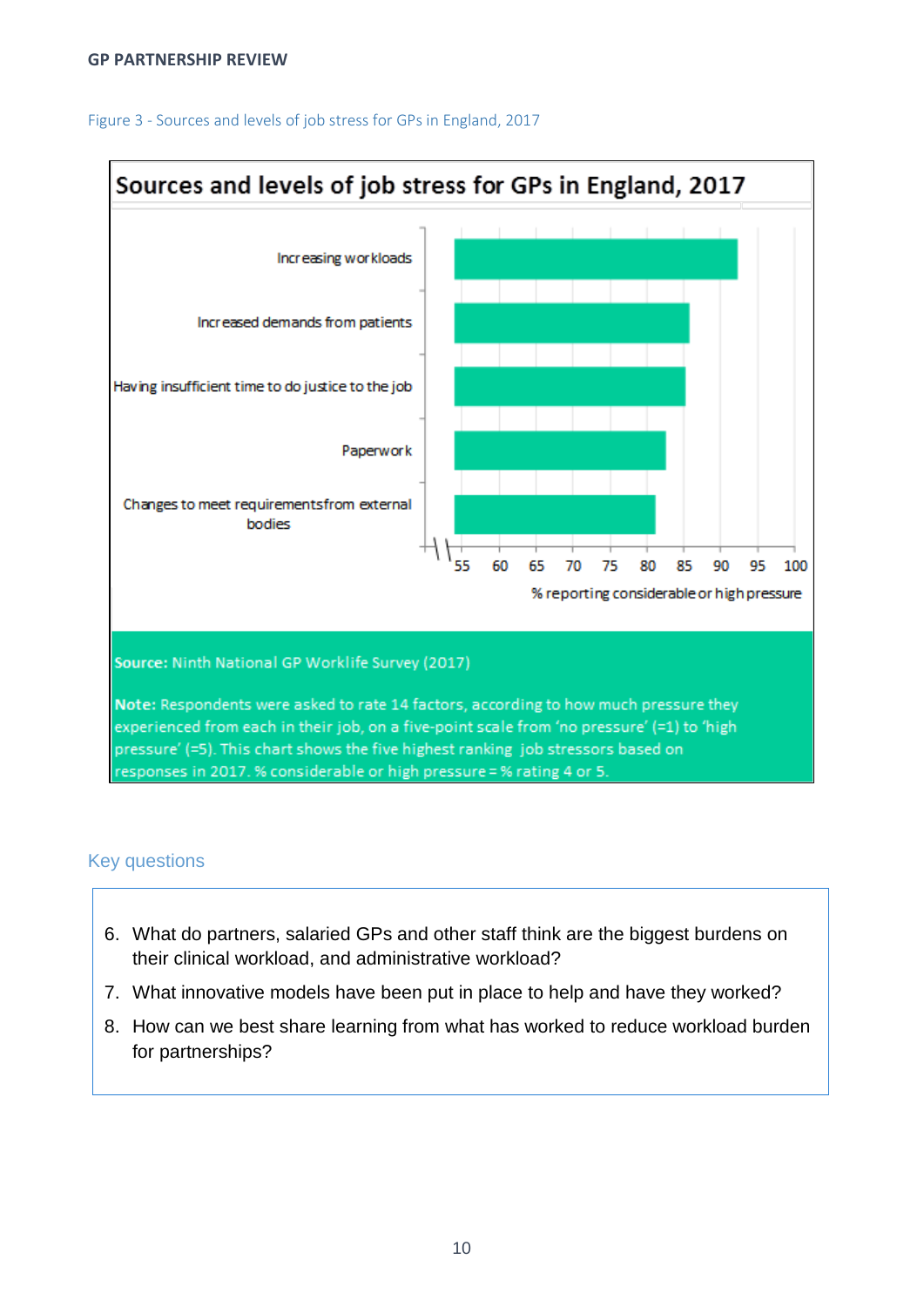Figure 3 - Sources and levels of job stress for GPs in England, 2017

**Sources and levels of job stress for GPs in England, 2017**

| Job stressor | % reporting considerable or high pressure (approx.) |
|---|---|
| Increasing workloads | 92 |
| Increased demands from patients | 86 |
| Having insufficient time to do justice to the job | 85 |
| Paperwork | 83 |
| Changes to meet requirements from external bodies | 81 |

**Source:** Ninth National GP Worklife Survey (2017)

**Note:** Respondents were asked to rate 14 factors, according to how much pressure they experienced from each in their job, on a five-point scale from 'no pressure' (=1) to 'high pressure' (=5). This chart shows the five highest ranking job stressors based on responses in 2017. % considerable or high pressure = % rating 4 or 5.

## Key questions

6. What do partners, salaried GPs and other staff think are the biggest burdens on their clinical workload, and administrative workload?
7. What innovative models have been put in place to help and have they worked?
8. How can we best share learning from what has worked to reduce workload burden for partnerships?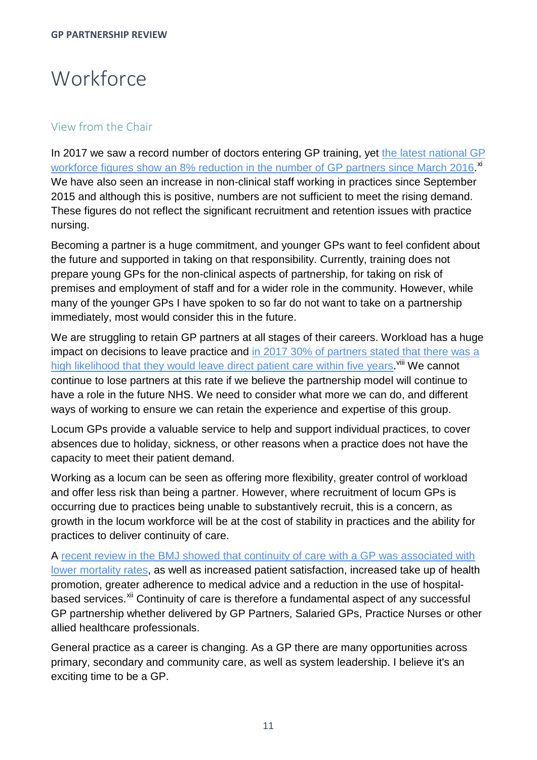# Workforce

## View from the Chair

In 2017 we saw a record number of doctors entering GP training, yet the latest national GP workforce figures show an 8% reduction in the number of GP partners since March 2016.[xi] We have also seen an increase in non-clinical staff working in practices since September 2015 and although this is positive, numbers are not sufficient to meet the rising demand. These figures do not reflect the significant recruitment and retention issues with practice nursing.

Becoming a partner is a huge commitment, and younger GPs want to feel confident about the future and supported in taking on that responsibility. Currently, training does not prepare young GPs for the non-clinical aspects of partnership, for taking on risk of premises and employment of staff and for a wider role in the community. However, while many of the younger GPs I have spoken to so far do not want to take on a partnership immediately, most would consider this in the future.

We are struggling to retain GP partners at all stages of their careers. Workload has a huge impact on decisions to leave practice and in 2017 30% of partners stated that there was a high likelihood that they would leave direct patient care within five years.[viii] We cannot continue to lose partners at this rate if we believe the partnership model will continue to have a role in the future NHS. We need to consider what more we can do, and different ways of working to ensure we can retain the experience and expertise of this group.

Locum GPs provide a valuable service to help and support individual practices, to cover absences due to holiday, sickness, or other reasons when a practice does not have the capacity to meet their patient demand.

Working as a locum can be seen as offering more flexibility, greater control of workload and offer less risk than being a partner. However, where recruitment of locum GPs is occurring due to practices being unable to substantively recruit, this is a concern, as growth in the locum workforce will be at the cost of stability in practices and the ability for practices to deliver continuity of care.

A recent review in the BMJ showed that continuity of care with a GP was associated with lower mortality rates, as well as increased patient satisfaction, increased take up of health promotion, greater adherence to medical advice and a reduction in the use of hospital-based services.[xii] Continuity of care is therefore a fundamental aspect of any successful GP partnership whether delivered by GP Partners, Salaried GPs, Practice Nurses or other allied healthcare professionals.

General practice as a career is changing. As a GP there are many opportunities across primary, secondary and community care, as well as system leadership. I believe it's an exciting time to be a GP.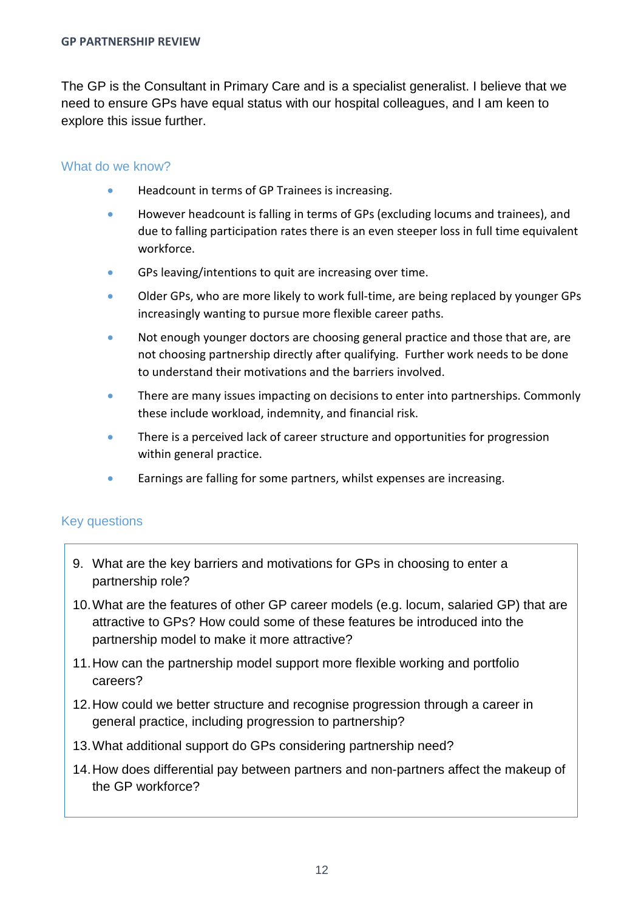The GP is the Consultant in Primary Care and is a specialist generalist. I believe that we need to ensure GPs have equal status with our hospital colleagues, and I am keen to explore this issue further.

## What do we know?

- Headcount in terms of GP Trainees is increasing.
- However headcount is falling in terms of GPs (excluding locums and trainees), and due to falling participation rates there is an even steeper loss in full time equivalent workforce.
- GPs leaving/intentions to quit are increasing over time.
- Older GPs, who are more likely to work full-time, are being replaced by younger GPs increasingly wanting to pursue more flexible career paths.
- Not enough younger doctors are choosing general practice and those that are, are not choosing partnership directly after qualifying. Further work needs to be done to understand their motivations and the barriers involved.
- There are many issues impacting on decisions to enter into partnerships. Commonly these include workload, indemnity, and financial risk.
- There is a perceived lack of career structure and opportunities for progression within general practice.
- Earnings are falling for some partners, whilst expenses are increasing.

## Key questions

9. What are the key barriers and motivations for GPs in choosing to enter a partnership role?
10. What are the features of other GP career models (e.g. locum, salaried GP) that are attractive to GPs? How could some of these features be introduced into the partnership model to make it more attractive?
11. How can the partnership model support more flexible working and portfolio careers?
12. How could we better structure and recognise progression through a career in general practice, including progression to partnership?
13. What additional support do GPs considering partnership need?
14. How does differential pay between partners and non-partners affect the makeup of the GP workforce?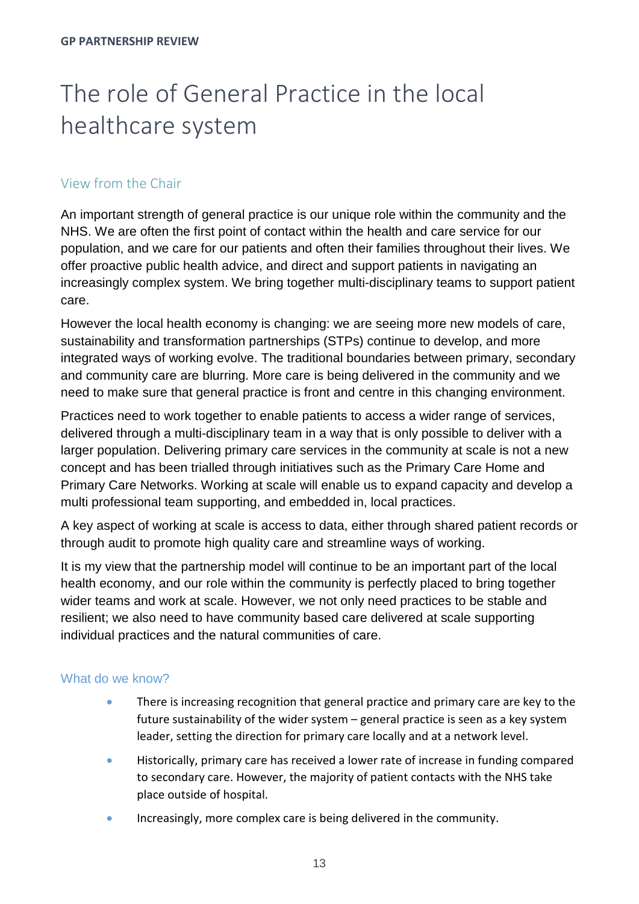# The role of General Practice in the local healthcare system

## View from the Chair

An important strength of general practice is our unique role within the community and the NHS. We are often the first point of contact within the health and care service for our population, and we care for our patients and often their families throughout their lives. We offer proactive public health advice, and direct and support patients in navigating an increasingly complex system. We bring together multi-disciplinary teams to support patient care.

However the local health economy is changing: we are seeing more new models of care, sustainability and transformation partnerships (STPs) continue to develop, and more integrated ways of working evolve. The traditional boundaries between primary, secondary and community care are blurring. More care is being delivered in the community and we need to make sure that general practice is front and centre in this changing environment.

Practices need to work together to enable patients to access a wider range of services, delivered through a multi-disciplinary team in a way that is only possible to deliver with a larger population. Delivering primary care services in the community at scale is not a new concept and has been trialled through initiatives such as the Primary Care Home and Primary Care Networks. Working at scale will enable us to expand capacity and develop a multi professional team supporting, and embedded in, local practices.

A key aspect of working at scale is access to data, either through shared patient records or through audit to promote high quality care and streamline ways of working.

It is my view that the partnership model will continue to be an important part of the local health economy, and our role within the community is perfectly placed to bring together wider teams and work at scale. However, we not only need practices to be stable and resilient; we also need to have community based care delivered at scale supporting individual practices and the natural communities of care.

## What do we know?

- There is increasing recognition that general practice and primary care are key to the future sustainability of the wider system – general practice is seen as a key system leader, setting the direction for primary care locally and at a network level.
- Historically, primary care has received a lower rate of increase in funding compared to secondary care. However, the majority of patient contacts with the NHS take place outside of hospital.
- Increasingly, more complex care is being delivered in the community.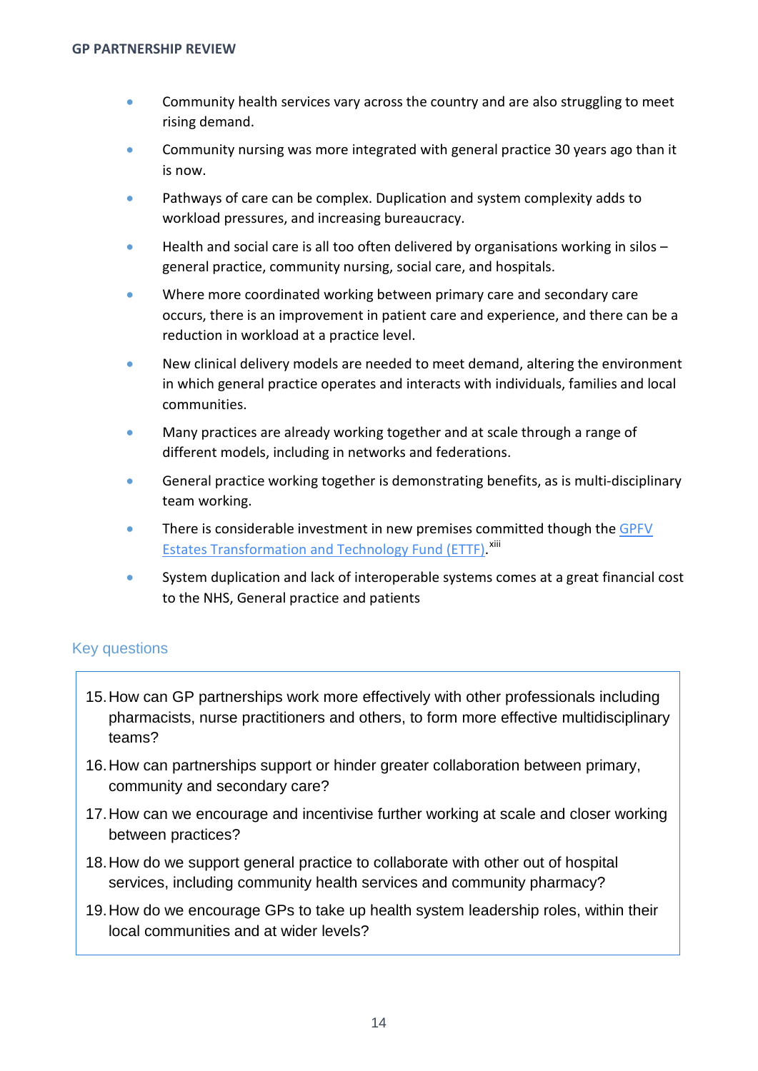- Community health services vary across the country and are also struggling to meet rising demand.
- Community nursing was more integrated with general practice 30 years ago than it is now.
- Pathways of care can be complex. Duplication and system complexity adds to workload pressures, and increasing bureaucracy.
- Health and social care is all too often delivered by organisations working in silos – general practice, community nursing, social care, and hospitals.
- Where more coordinated working between primary care and secondary care occurs, there is an improvement in patient care and experience, and there can be a reduction in workload at a practice level.
- New clinical delivery models are needed to meet demand, altering the environment in which general practice operates and interacts with individuals, families and local communities.
- Many practices are already working together and at scale through a range of different models, including in networks and federations.
- General practice working together is demonstrating benefits, as is multi-disciplinary team working.
- There is considerable investment in new premises committed though the GPFV Estates Transformation and Technology Fund (ETTF).[xiii]
- System duplication and lack of interoperable systems comes at a great financial cost to the NHS, General practice and patients

## Key questions

15. How can GP partnerships work more effectively with other professionals including pharmacists, nurse practitioners and others, to form more effective multidisciplinary teams?
16. How can partnerships support or hinder greater collaboration between primary, community and secondary care?
17. How can we encourage and incentivise further working at scale and closer working between practices?
18. How do we support general practice to collaborate with other out of hospital services, including community health services and community pharmacy?
19. How do we encourage GPs to take up health system leadership roles, within their local communities and at wider levels?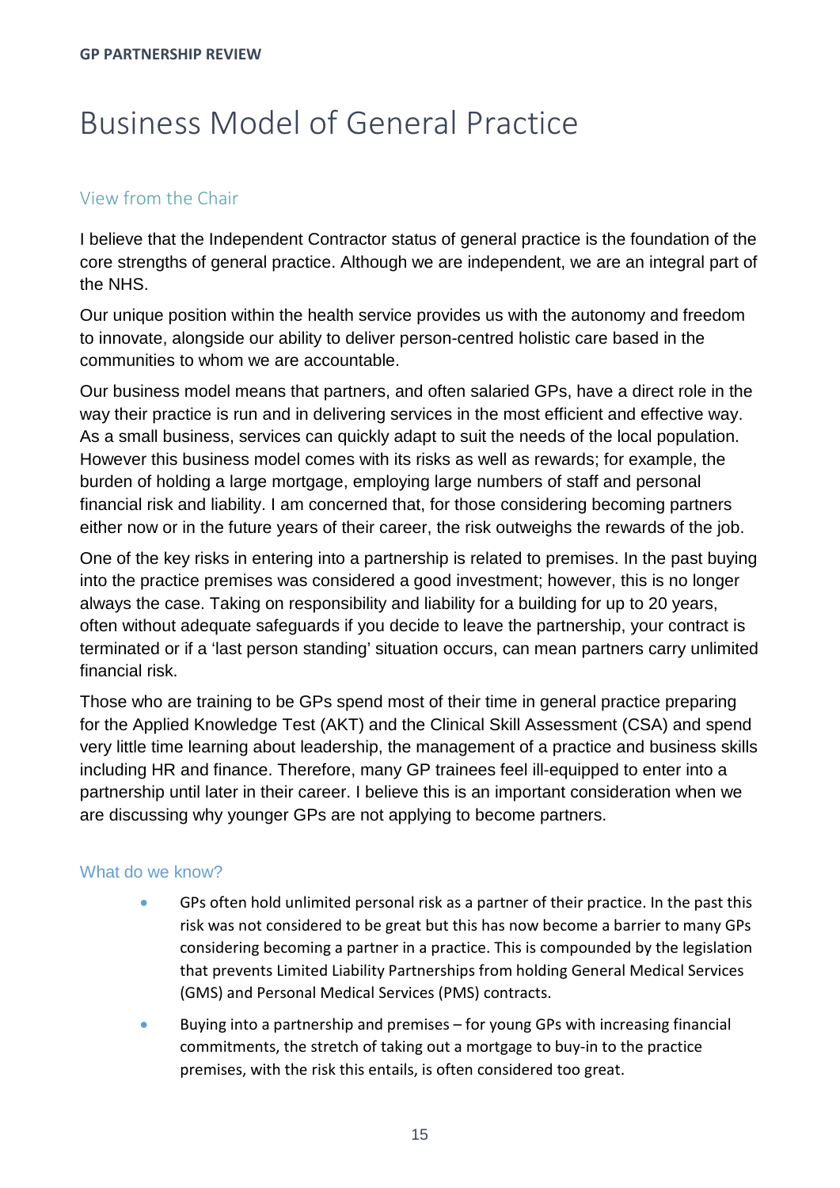# Business Model of General Practice

## View from the Chair

I believe that the Independent Contractor status of general practice is the foundation of the core strengths of general practice. Although we are independent, we are an integral part of the NHS.

Our unique position within the health service provides us with the autonomy and freedom to innovate, alongside our ability to deliver person-centred holistic care based in the communities to whom we are accountable.

Our business model means that partners, and often salaried GPs, have a direct role in the way their practice is run and in delivering services in the most efficient and effective way. As a small business, services can quickly adapt to suit the needs of the local population. However this business model comes with its risks as well as rewards; for example, the burden of holding a large mortgage, employing large numbers of staff and personal financial risk and liability. I am concerned that, for those considering becoming partners either now or in the future years of their career, the risk outweighs the rewards of the job.

One of the key risks in entering into a partnership is related to premises. In the past buying into the practice premises was considered a good investment; however, this is no longer always the case. Taking on responsibility and liability for a building for up to 20 years, often without adequate safeguards if you decide to leave the partnership, your contract is terminated or if a 'last person standing' situation occurs, can mean partners carry unlimited financial risk.

Those who are training to be GPs spend most of their time in general practice preparing for the Applied Knowledge Test (AKT) and the Clinical Skill Assessment (CSA) and spend very little time learning about leadership, the management of a practice and business skills including HR and finance. Therefore, many GP trainees feel ill-equipped to enter into a partnership until later in their career. I believe this is an important consideration when we are discussing why younger GPs are not applying to become partners.

## What do we know?

- GPs often hold unlimited personal risk as a partner of their practice. In the past this risk was not considered to be great but this has now become a barrier to many GPs considering becoming a partner in a practice. This is compounded by the legislation that prevents Limited Liability Partnerships from holding General Medical Services (GMS) and Personal Medical Services (PMS) contracts.
- Buying into a partnership and premises – for young GPs with increasing financial commitments, the stretch of taking out a mortgage to buy-in to the practice premises, with the risk this entails, is often considered too great.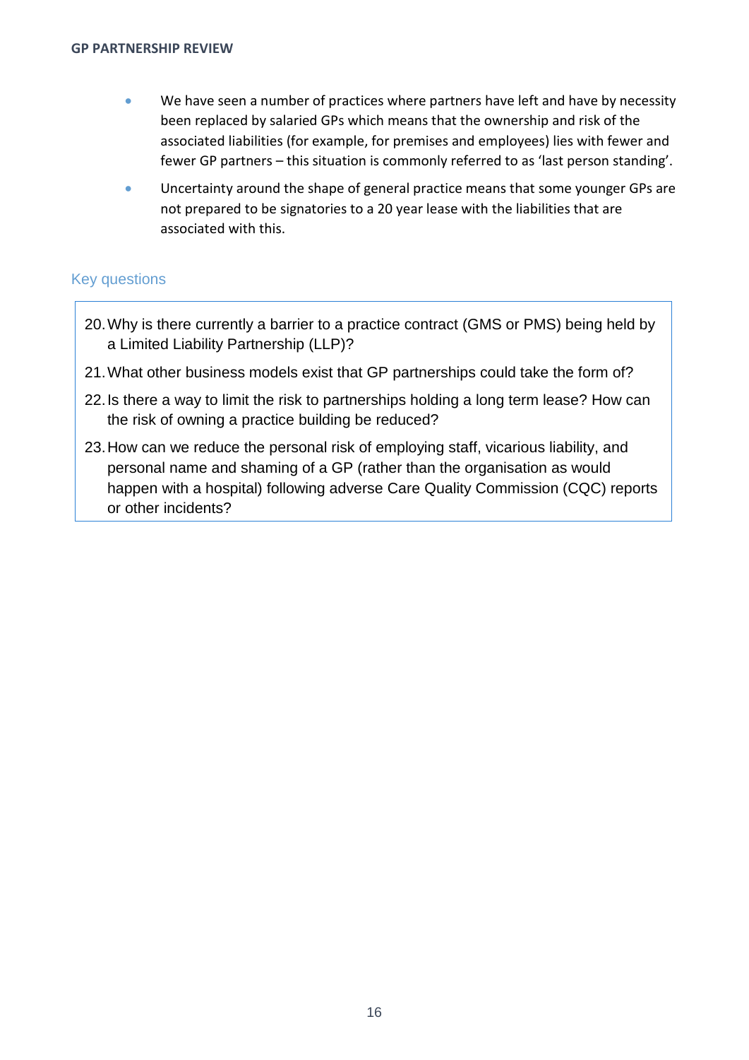- We have seen a number of practices where partners have left and have by necessity been replaced by salaried GPs which means that the ownership and risk of the associated liabilities (for example, for premises and employees) lies with fewer and fewer GP partners – this situation is commonly referred to as 'last person standing'.
- Uncertainty around the shape of general practice means that some younger GPs are not prepared to be signatories to a 20 year lease with the liabilities that are associated with this.

## Key questions

20. Why is there currently a barrier to a practice contract (GMS or PMS) being held by a Limited Liability Partnership (LLP)?
21. What other business models exist that GP partnerships could take the form of?
22. Is there a way to limit the risk to partnerships holding a long term lease? How can the risk of owning a practice building be reduced?
23. How can we reduce the personal risk of employing staff, vicarious liability, and personal name and shaming of a GP (rather than the organisation as would happen with a hospital) following adverse Care Quality Commission (CQC) reports or other incidents?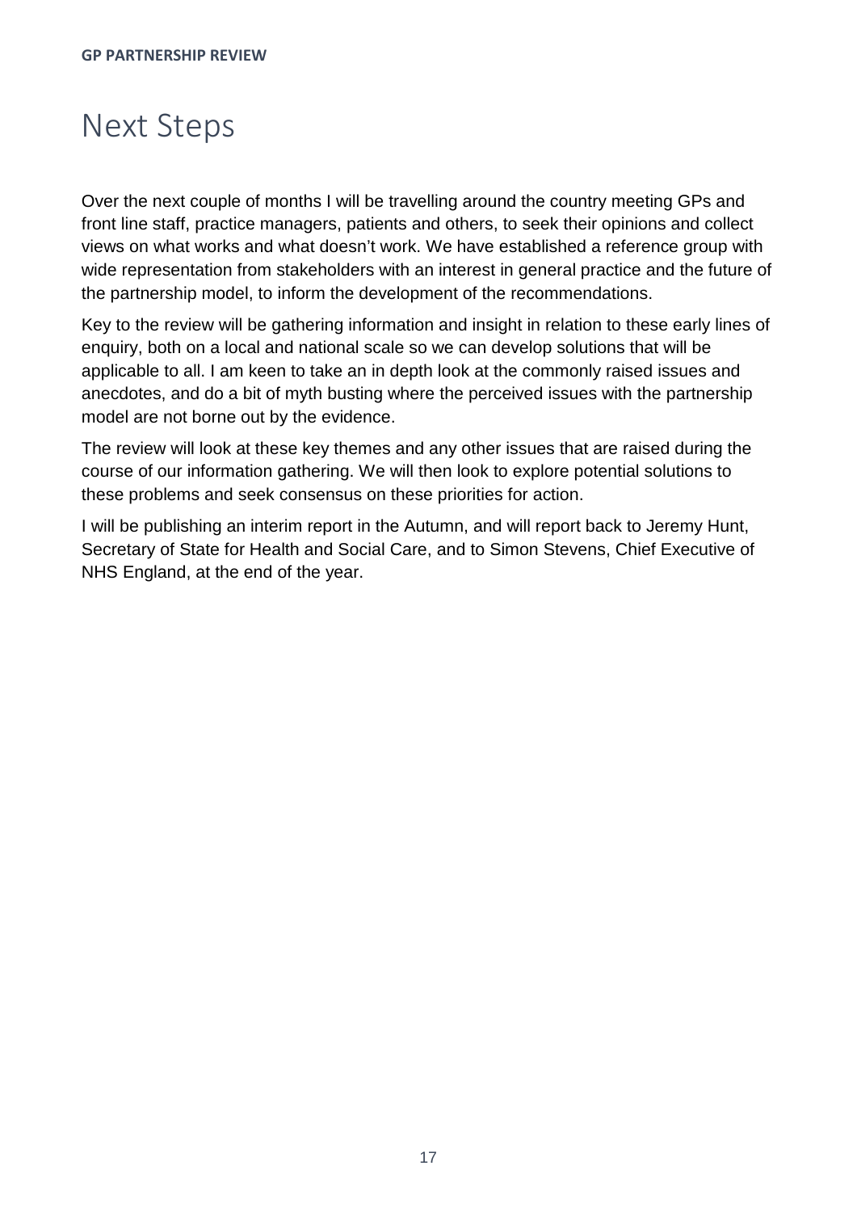# Next Steps

Over the next couple of months I will be travelling around the country meeting GPs and front line staff, practice managers, patients and others, to seek their opinions and collect views on what works and what doesn't work. We have established a reference group with wide representation from stakeholders with an interest in general practice and the future of the partnership model, to inform the development of the recommendations.

Key to the review will be gathering information and insight in relation to these early lines of enquiry, both on a local and national scale so we can develop solutions that will be applicable to all. I am keen to take an in depth look at the commonly raised issues and anecdotes, and do a bit of myth busting where the perceived issues with the partnership model are not borne out by the evidence.

The review will look at these key themes and any other issues that are raised during the course of our information gathering. We will then look to explore potential solutions to these problems and seek consensus on these priorities for action.

I will be publishing an interim report in the Autumn, and will report back to Jeremy Hunt, Secretary of State for Health and Social Care, and to Simon Stevens, Chief Executive of NHS England, at the end of the year.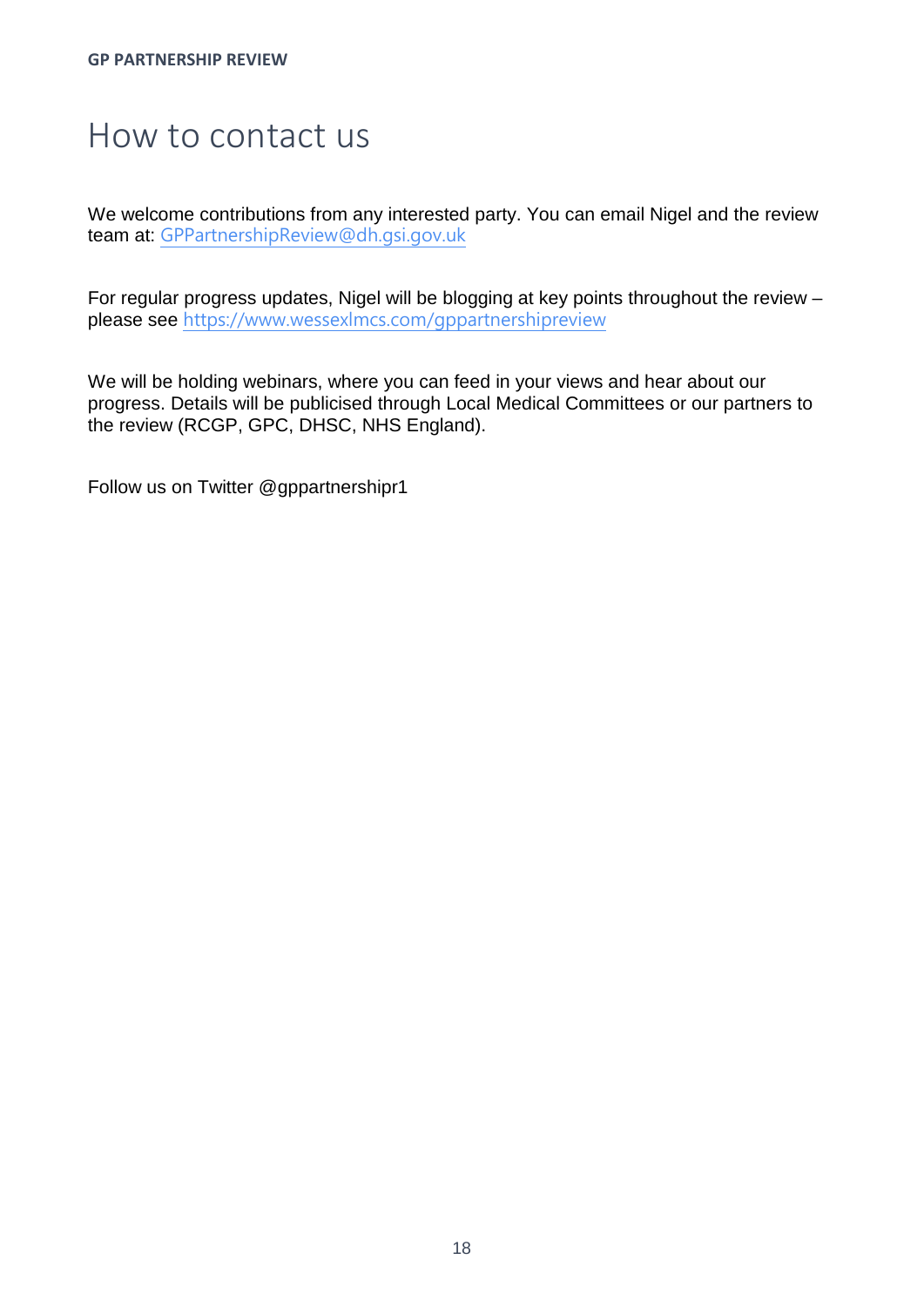# How to contact us

We welcome contributions from any interested party. You can email Nigel and the review team at: GPPartnershipReview@dh.gsi.gov.uk

For regular progress updates, Nigel will be blogging at key points throughout the review – please see https://www.wessexlmcs.com/gppartnershipreview

We will be holding webinars, where you can feed in your views and hear about our progress. Details will be publicised through Local Medical Committees or our partners to the review (RCGP, GPC, DHSC, NHS England).

Follow us on Twitter @gppartnershipr1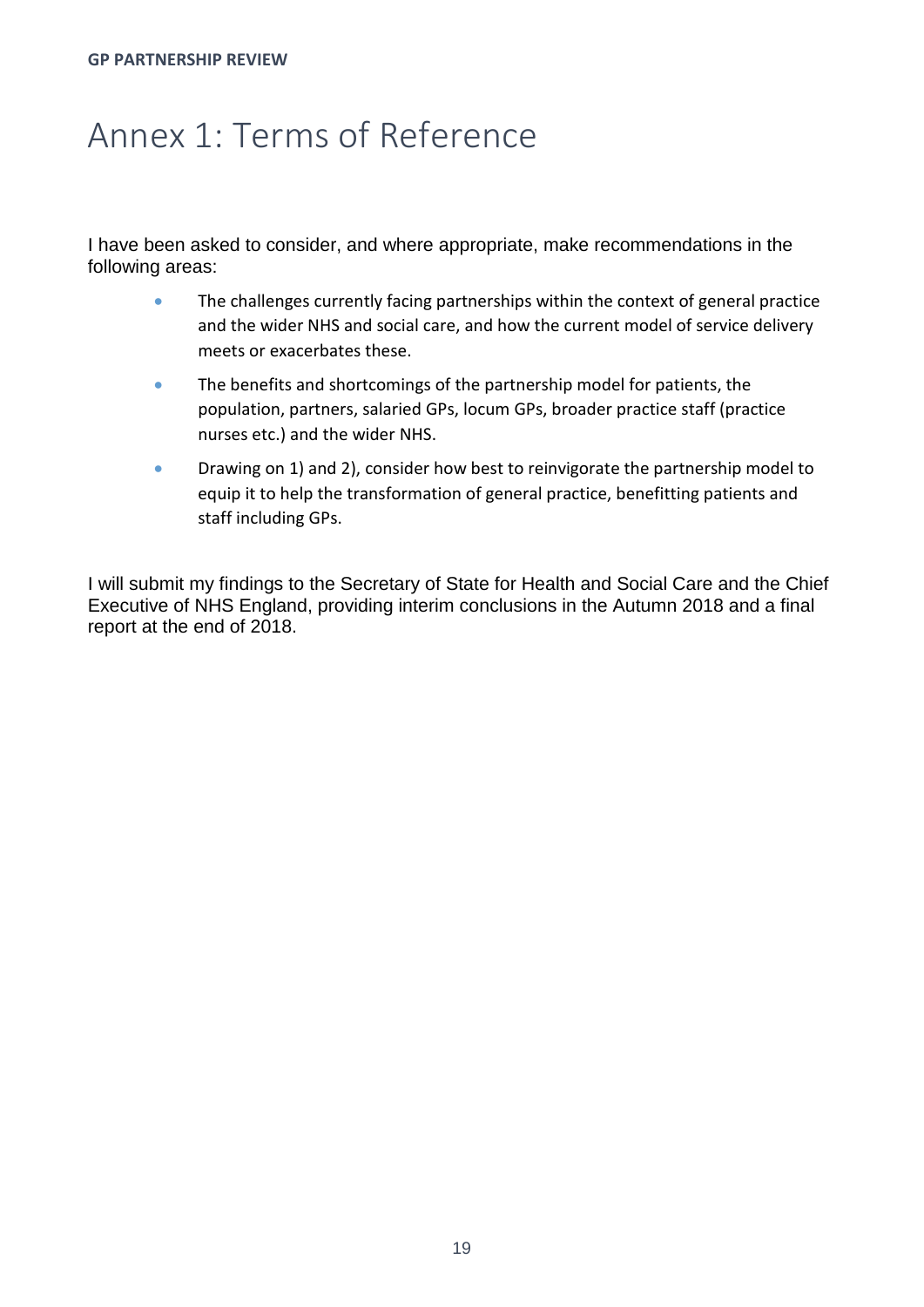# Annex 1: Terms of Reference

I have been asked to consider, and where appropriate, make recommendations in the following areas:

- The challenges currently facing partnerships within the context of general practice and the wider NHS and social care, and how the current model of service delivery meets or exacerbates these.
- The benefits and shortcomings of the partnership model for patients, the population, partners, salaried GPs, locum GPs, broader practice staff (practice nurses etc.) and the wider NHS.
- Drawing on 1) and 2), consider how best to reinvigorate the partnership model to equip it to help the transformation of general practice, benefitting patients and staff including GPs.

I will submit my findings to the Secretary of State for Health and Social Care and the Chief Executive of NHS England, providing interim conclusions in the Autumn 2018 and a final report at the end of 2018.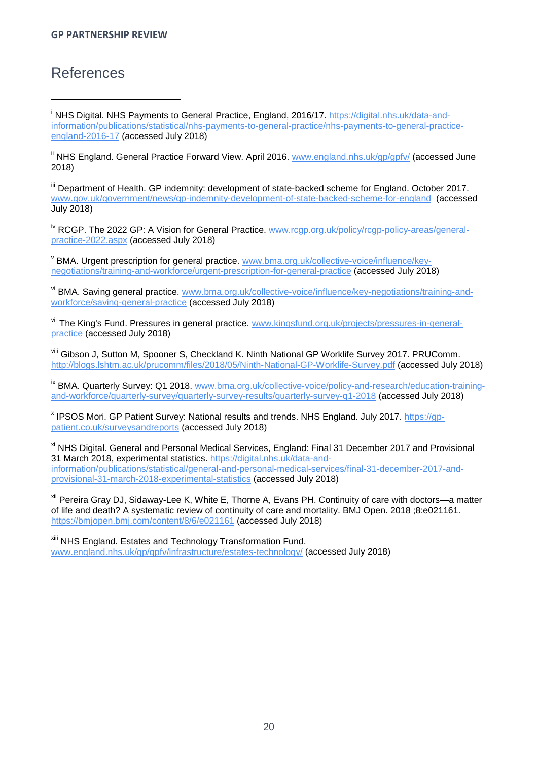# References

[i] NHS Digital. NHS Payments to General Practice, England, 2016/17. https://digital.nhs.uk/data-and-information/publications/statistical/nhs-payments-to-general-practice/nhs-payments-to-general-practice-england-2016-17 (accessed July 2018)

[ii] NHS England. General Practice Forward View. April 2016. www.england.nhs.uk/gp/gpfv/ (accessed June 2018)

[iii] Department of Health. GP indemnity: development of state-backed scheme for England. October 2017. www.gov.uk/government/news/gp-indemnity-development-of-state-backed-scheme-for-england (accessed July 2018)

[iv] RCGP. The 2022 GP: A Vision for General Practice. www.rcgp.org.uk/policy/rcgp-policy-areas/general-practice-2022.aspx (accessed July 2018)

[v] BMA. Urgent prescription for general practice. www.bma.org.uk/collective-voice/influence/key-negotiations/training-and-workforce/urgent-prescription-for-general-practice (accessed July 2018)

[vi] BMA. Saving general practice. www.bma.org.uk/collective-voice/influence/key-negotiations/training-and-workforce/saving-general-practice (accessed July 2018)

[vii] The King's Fund. Pressures in general practice. www.kingsfund.org.uk/projects/pressures-in-general-practice (accessed July 2018)

[viii] Gibson J, Sutton M, Spooner S, Checkland K. Ninth National GP Worklife Survey 2017. PRUComm. http://blogs.lshtm.ac.uk/prucomm/files/2018/05/Ninth-National-GP-Worklife-Survey.pdf (accessed July 2018)

[ix] BMA. Quarterly Survey: Q1 2018. www.bma.org.uk/collective-voice/policy-and-research/education-training-and-workforce/quarterly-survey/quarterly-survey-results/quarterly-survey-q1-2018 (accessed July 2018)

[x] IPSOS Mori. GP Patient Survey: National results and trends. NHS England. July 2017. https://gp-patient.co.uk/surveysandreports (accessed July 2018)

[xi] NHS Digital. General and Personal Medical Services, England: Final 31 December 2017 and Provisional 31 March 2018, experimental statistics. https://digital.nhs.uk/data-and-information/publications/statistical/general-and-personal-medical-services/final-31-december-2017-and-provisional-31-march-2018-experimental-statistics (accessed July 2018)

[xii] Pereira Gray DJ, Sidaway-Lee K, White E, Thorne A, Evans PH. Continuity of care with doctors—a matter of life and death? A systematic review of continuity of care and mortality. BMJ Open. 2018 ;8:e021161. https://bmjopen.bmj.com/content/8/6/e021161 (accessed July 2018)

[xiii] NHS England. Estates and Technology Transformation Fund. www.england.nhs.uk/gp/gpfv/infrastructure/estates-technology/ (accessed July 2018)